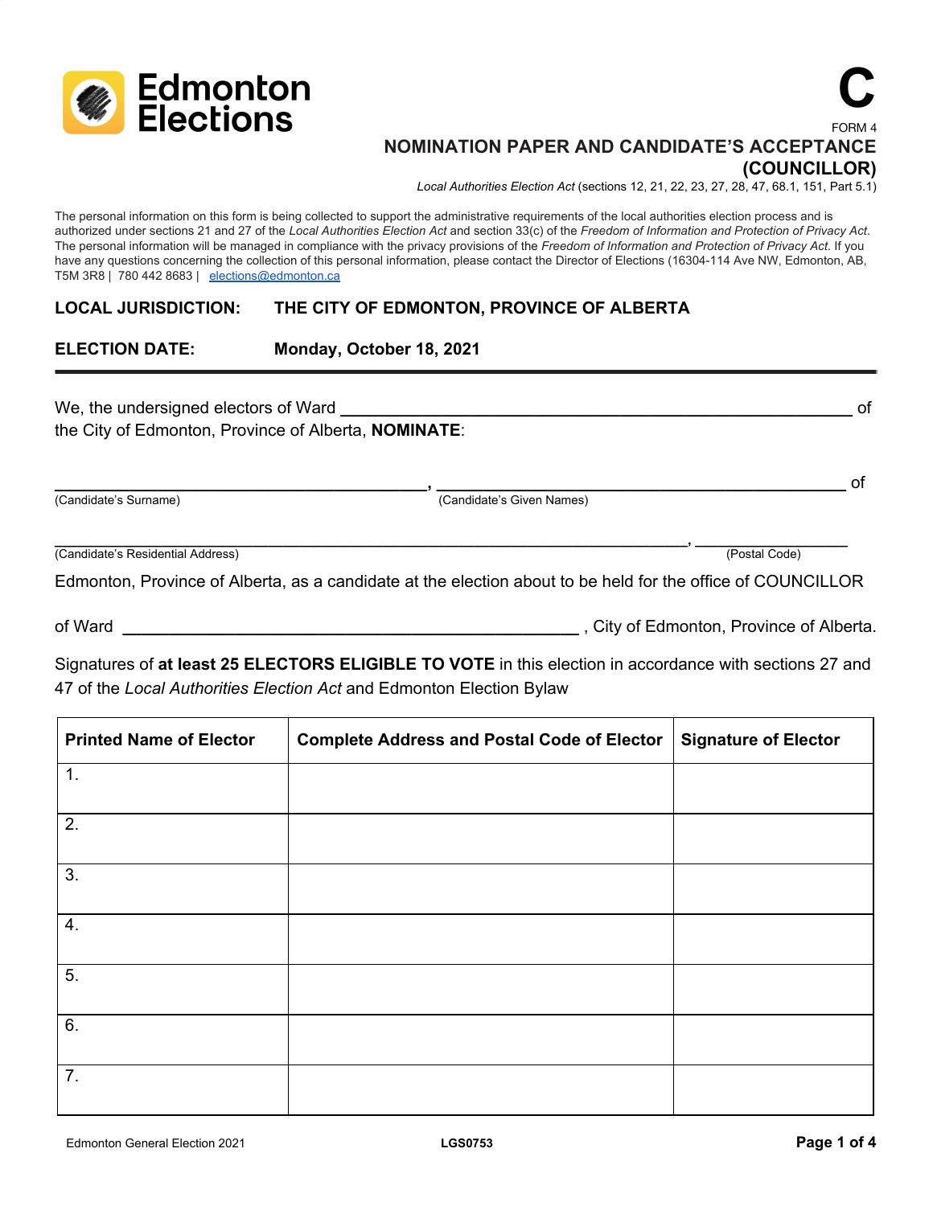Edmonton Elections

# C

FORM 4

## NOMINATION PAPER AND CANDIDATE'S ACCEPTANCE (COUNCILLOR)

*Local Authorities Election Act* (sections 12, 21, 22, 23, 27, 28, 47, 68.1, 151, Part 5.1)

The personal information on this form is being collected to support the administrative requirements of the local authorities election process and is authorized under sections 21 and 27 of the *Local Authorities Election Act* and section 33(c) of the *Freedom of Information and Protection of Privacy Act*. The personal information will be managed in compliance with the privacy provisions of the *Freedom of Information and Protection of Privacy Act*. If you have any questions concerning the collection of this personal information, please contact the Director of Elections (16304-114 Ave NW, Edmonton, AB, T5M 3R8 | 780 442 8683 | elections@edmonton.ca

**LOCAL JURISDICTION: THE CITY OF EDMONTON, PROVINCE OF ALBERTA**

**ELECTION DATE: Monday, October 18, 2021**

---

We, the undersigned electors of Ward ______________________________ of the City of Edmonton, Province of Alberta, **NOMINATE**:

______________________________, ______________________________ of
(Candidate's Surname) (Candidate's Given Names)

______________________________________________, ______________
(Candidate's Residential Address) (Postal Code)

Edmonton, Province of Alberta, as a candidate at the election about to be held for the office of COUNCILLOR

of Ward ______________________________ , City of Edmonton, Province of Alberta.

Signatures of **at least 25 ELECTORS ELIGIBLE TO VOTE** in this election in accordance with sections 27 and 47 of the *Local Authorities Election Act* and Edmonton Election Bylaw

| Printed Name of Elector | Complete Address and Postal Code of Elector | Signature of Elector |
|---|---|---|
| 1. | | |
| 2. | | |
| 3. | | |
| 4. | | |
| 5. | | |
| 6. | | |
| 7. | | |

Edmonton General Election 2021 LGS0753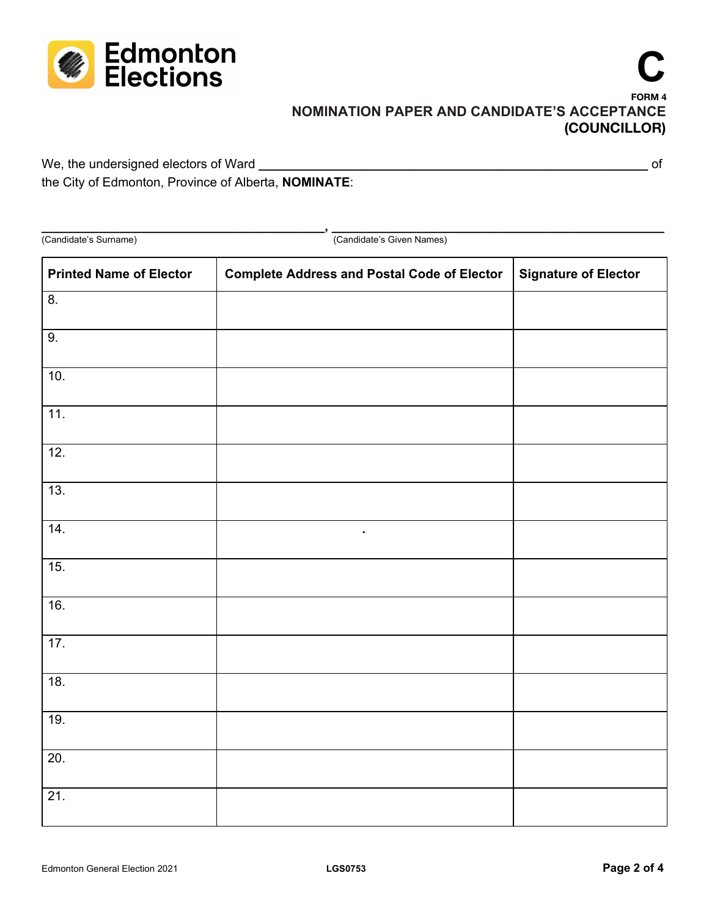Edmonton Elections

# C

FORM 4

## NOMINATION PAPER AND CANDIDATE'S ACCEPTANCE (COUNCILLOR)

We, the undersigned electors of Ward ______________________________________________ of the City of Edmonton, Province of Alberta, **NOMINATE**:

______________________________, ______________________________

(Candidate's Surname) (Candidate's Given Names)

| Printed Name of Elector | Complete Address and Postal Code of Elector | Signature of Elector |
|---|---|---|
| 8. | | |
| 9. | | |
| 10. | | |
| 11. | | |
| 12. | | |
| 13. | | |
| 14. | . | |
| 15. | | |
| 16. | | |
| 17. | | |
| 18. | | |
| 19. | | |
| 20. | | |
| 21. | | |

Edmonton General Election 2021 LGS0753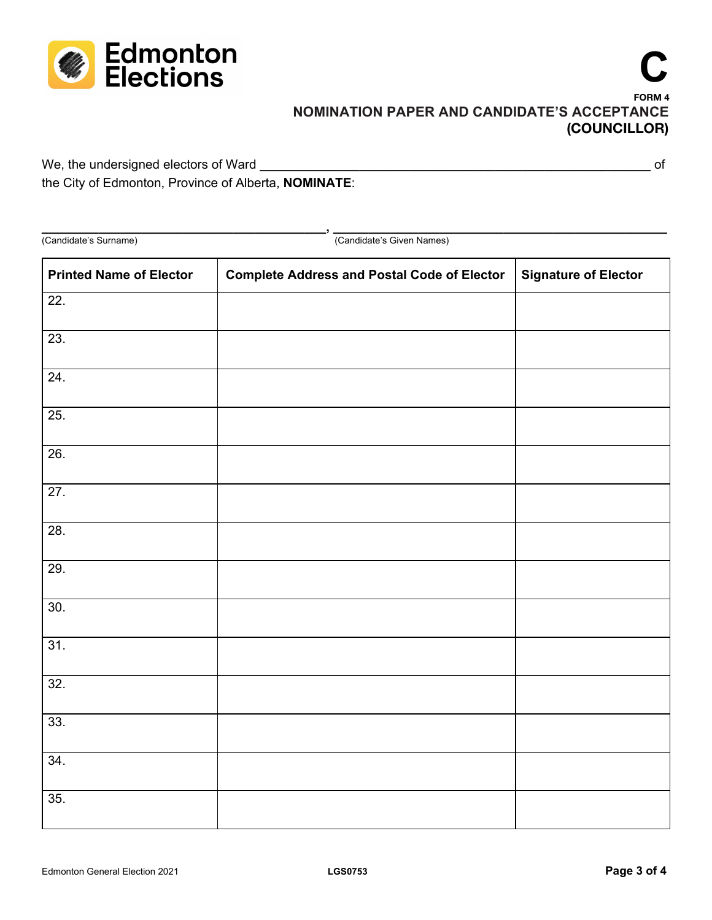Edmonton Elections

**C**

**FORM 4**

## NOMINATION PAPER AND CANDIDATE'S ACCEPTANCE (COUNCILLOR)

We, the undersigned electors of Ward ______________________________________________ of the City of Edmonton, Province of Alberta, **NOMINATE**:

______________________________, ______________________________

(Candidate's Surname) (Candidate's Given Names)

| Printed Name of Elector | Complete Address and Postal Code of Elector | Signature of Elector |
|---|---|---|
| 22. | | |
| 23. | | |
| 24. | | |
| 25. | | |
| 26. | | |
| 27. | | |
| 28. | | |
| 29. | | |
| 30. | | |
| 31. | | |
| 32. | | |
| 33. | | |
| 34. | | |
| 35. | | |

Edmonton General Election 2021 LGS0753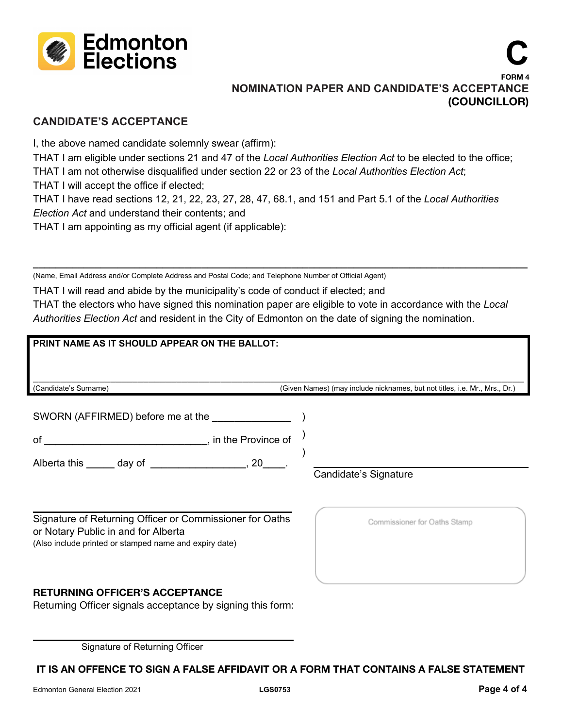Edmonton Elections

# C

**FORM 4**

**NOMINATION PAPER AND CANDIDATE'S ACCEPTANCE (COUNCILLOR)**

## CANDIDATE'S ACCEPTANCE

I, the above named candidate solemnly swear (affirm):

THAT I am eligible under sections 21 and 47 of the *Local Authorities Election Act* to be elected to the office;

THAT I am not otherwise disqualified under section 22 or 23 of the *Local Authorities Election Act*;

THAT I will accept the office if elected;

THAT I have read sections 12, 21, 22, 23, 27, 28, 47, 68.1, and 151 and Part 5.1 of the *Local Authorities Election Act* and understand their contents; and

THAT I am appointing as my official agent (if applicable):

\_\_\_\_\_\_\_\_\_\_\_\_\_\_\_\_\_\_\_\_\_\_\_\_\_\_\_\_\_\_\_\_\_\_\_\_\_\_\_\_\_\_\_\_\_\_\_\_\_\_\_\_\_\_\_\_\_\_\_\_\_\_\_\_\_\_\_\_\_\_

(Name, Email Address and/or Complete Address and Postal Code; and Telephone Number of Official Agent)

THAT I will read and abide by the municipality's code of conduct if elected; and

THAT the electors who have signed this nomination paper are eligible to vote in accordance with the *Local Authorities Election Act* and resident in the City of Edmonton on the date of signing the nomination.

**PRINT NAME AS IT SHOULD APPEAR ON THE BALLOT:**

\_\_\_\_\_\_\_\_\_\_\_\_\_\_\_\_\_\_\_\_\_\_\_\_\_\_\_\_\_\_\_\_\_\_\_\_\_\_\_\_\_\_\_\_\_\_\_\_\_\_\_\_\_\_\_\_\_\_\_\_\_\_\_\_\_\_\_\_\_\_

(Candidate's Surname) (Given Names) (may include nicknames, but not titles, i.e. Mr., Mrs., Dr.)

SWORN (AFFIRMED) before me at the \_\_\_\_\_\_\_\_\_\_\_\_\_\_ )

of \_\_\_\_\_\_\_\_\_\_\_\_\_\_\_\_\_\_\_\_\_\_\_\_\_\_\_\_\_\_, in the Province of )

Alberta this \_\_\_\_\_ day of \_\_\_\_\_\_\_\_\_\_\_\_\_\_\_\_\_, 20\_\_\_\_. )

\_\_\_\_\_\_\_\_\_\_\_\_\_\_\_\_\_\_\_\_\_\_\_\_\_\_\_\_\_\_\_\_\_\_\_\_

Candidate's Signature

\_\_\_\_\_\_\_\_\_\_\_\_\_\_\_\_\_\_\_\_\_\_\_\_\_\_\_\_\_\_\_\_\_\_\_\_

Signature of Returning Officer or Commissioner for Oaths or Notary Public in and for Alberta

(Also include printed or stamped name and expiry date)

Commissioner for Oaths Stamp

**RETURNING OFFICER'S ACCEPTANCE**

Returning Officer signals acceptance by signing this form:

\_\_\_\_\_\_\_\_\_\_\_\_\_\_\_\_\_\_\_\_\_\_\_\_\_\_\_\_\_\_\_\_\_\_\_\_

Signature of Returning Officer

**IT IS AN OFFENCE TO SIGN A FALSE AFFIDAVIT OR A FORM THAT CONTAINS A FALSE STATEMENT**

Edmonton General Election 2021 **LGS0753**